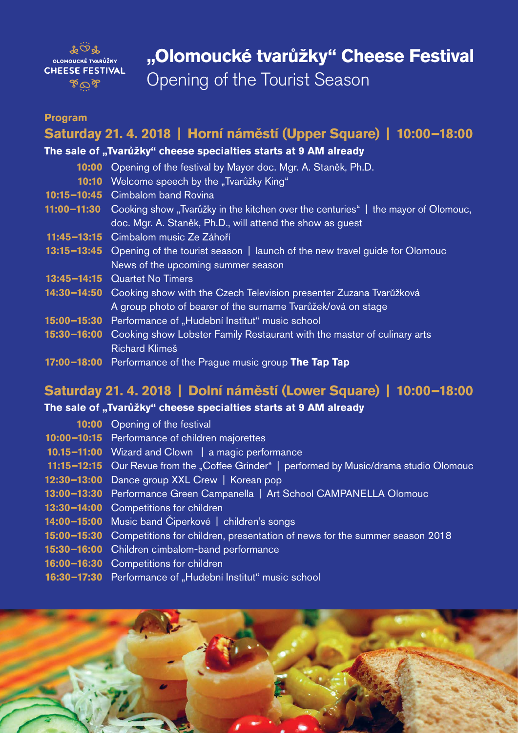OLOMOUCKÉ TVARŮŽKY CHEESE FESTIVAL

# „Olomoucké tvarůžky“ Cheese Festival

## Opening of the Tourist Season

**Program**

## Saturday 21. 4. 2018 | Horní náměstí (Upper Square) | 10:00–18:00

**The sale of „Tvarůžky“ cheese specialties starts at 9 AM already**

| | |
|---|---|
| **10:00** | Opening of the festival by Mayor doc. Mgr. A. Staněk, Ph.D. |
| **10:10** | Welcome speech by the „Tvarůžky King“ |
| **10:15–10:45** | Cimbalom band Rovina |
| **11:00–11:30** | Cooking show „Tvarůžky in the kitchen over the centuries“ \| the mayor of Olomouc, doc. Mgr. A. Staněk, Ph.D., will attend the show as guest |
| **11:45–13:15** | Cimbalom music Ze Záhoří |
| **13:15–13:45** | Opening of the tourist season \| launch of the new travel guide for Olomouc News of the upcoming summer season |
| **13:45–14:15** | Quartet No Timers |
| **14:30–14:50** | Cooking show with the Czech Television presenter Zuzana Tvarůžková A group photo of bearer of the surname Tvarůžek/ová on stage |
| **15:00–15:30** | Performance of „Hudební Institut“ music school |
| **15:30–16:00** | Cooking show Lobster Family Restaurant with the master of culinary arts Richard Klimeš |
| **17:00–18:00** | Performance of the Prague music group **The Tap Tap** |

## Saturday 21. 4. 2018 | Dolní náměstí (Lower Square) | 10:00–18:00

**The sale of „Tvarůžky“ cheese specialties starts at 9 AM already**

| | |
|---|---|
| **10:00** | Opening of the festival |
| **10:00–10:15** | Performance of children majorettes |
| **10.15–11:00** | Wizard and Clown \| a magic performance |
| **11:15–12:15** | Our Revue from the „Coffee Grinder“ \| performed by Music/drama studio Olomouc |
| **12:30–13:00** | Dance group XXL Crew \| Korean pop |
| **13:00–13:30** | Performance Green Campanella \| Art School CAMPANELLA Olomouc |
| **13:30–14:00** | Competitions for children |
| **14:00–15:00** | Music band Čiperkové \| children's songs |
| **15:00–15:30** | Competitions for children, presentation of news for the summer season 2018 |
| **15:30–16:00** | Children cimbalom-band performance |
| **16:00–16:30** | Competitions for children |
| **16:30–17:30** | Performance of „Hudební Institut“ music school |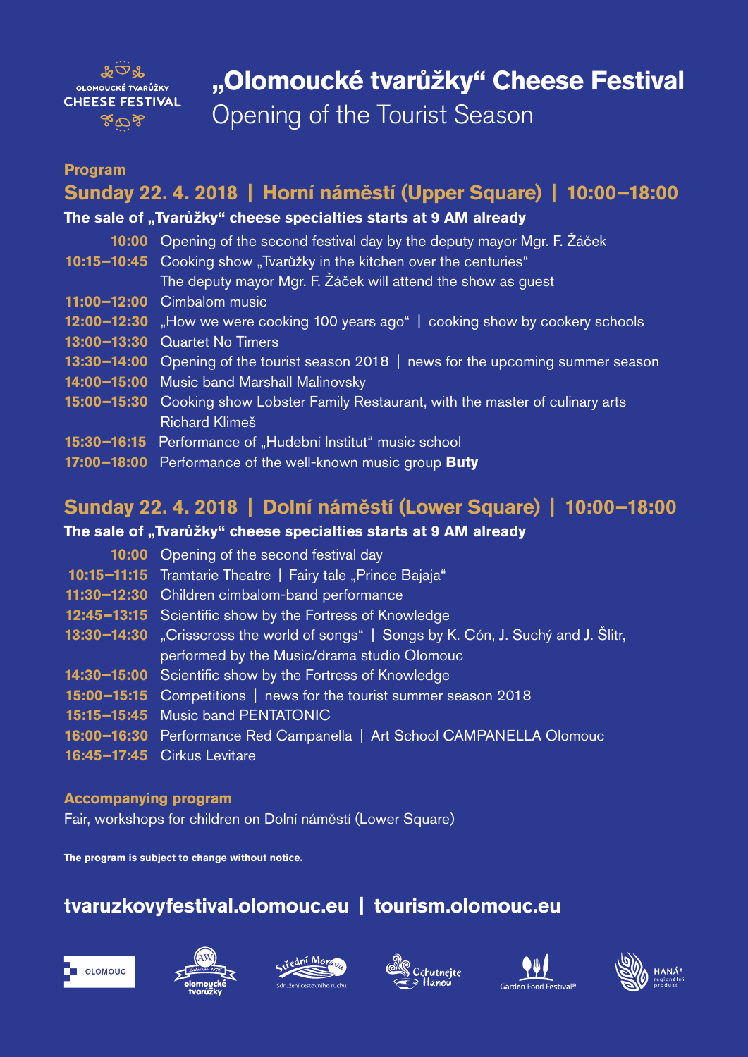# „Olomoucké tvarůžky“ Cheese Festival

Opening of the Tourist Season

**Program**

## Sunday 22. 4. 2018 | Horní náměstí (Upper Square) | 10:00–18:00

**The sale of „Tvarůžky“ cheese specialties starts at 9 AM already**

| | |
|---|---|
| **10:00** | Opening of the second festival day by the deputy mayor Mgr. F. Žáček |
| **10:15–10:45** | Cooking show „Tvarůžky in the kitchen over the centuries“ The deputy mayor Mgr. F. Žáček will attend the show as guest |
| **11:00–12:00** | Cimbalom music |
| **12:00–12:30** | „How we were cooking 100 years ago“ \| cooking show by cookery schools |
| **13:00–13:30** | Quartet No Timers |
| **13:30–14:00** | Opening of the tourist season 2018 \| news for the upcoming summer season |
| **14:00–15:00** | Music band Marshall Malinovsky |
| **15:00–15:30** | Cooking show Lobster Family Restaurant, with the master of culinary arts Richard Klimeš |
| **15:30–16:15** | Performance of „Hudební Institut“ music school |
| **17:00–18:00** | Performance of the well-known music group **Buty** |

## Sunday 22. 4. 2018 | Dolní náměstí (Lower Square) | 10:00–18:00

**The sale of „Tvarůžky“ cheese specialties starts at 9 AM already**

| | |
|---|---|
| **10:00** | Opening of the second festival day |
| **10:15–11:15** | Tramtarie Theatre \| Fairy tale „Prince Bajaja“ |
| **11:30–12:30** | Children cimbalom-band performance |
| **12:45–13:15** | Scientific show by the Fortress of Knowledge |
| **13:30–14:30** | „Crisscross the world of songs“ \| Songs by K. Cón, J. Suchý and J. Šlitr, performed by the Music/drama studio Olomouc |
| **14:30–15:00** | Scientific show by the Fortress of Knowledge |
| **15:00–15:15** | Competitions \| news for the tourist summer season 2018 |
| **15:15–15:45** | Music band PENTATONIC |
| **16:00–16:30** | Performance Red Campanella \| Art School CAMPANELLA Olomouc |
| **16:45–17:45** | Cirkus Levitare |

**Accompanying program**

Fair, workshops for children on Dolní náměstí (Lower Square)

**The program is subject to change without notice.**

## tvaruzkovyfestival.olomouc.eu | tourism.olomouc.eu